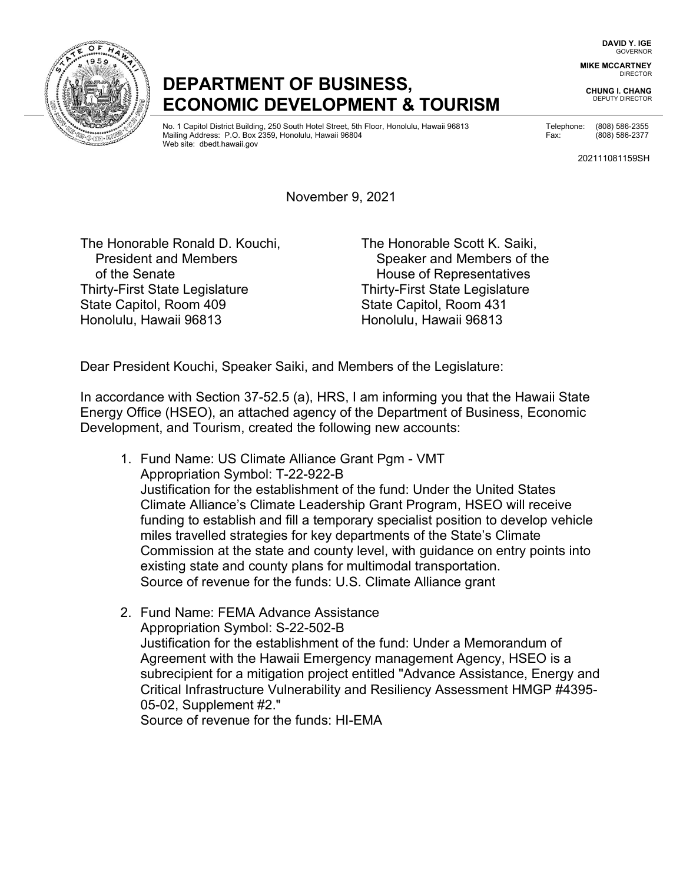DAVID Y. IGE
GOVERNOR

MIKE MCCARTNEY
DIRECTOR

CHUNG I. CHANG
DEPUTY DIRECTOR

# DEPARTMENT OF BUSINESS, ECONOMIC DEVELOPMENT & TOURISM

No. 1 Capitol District Building, 250 South Hotel Street, 5th Floor, Honolulu, Hawaii 96813
Mailing Address: P.O. Box 2359, Honolulu, Hawaii 96804
Web site: dbedt.hawaii.gov

Telephone: (808) 586-2355
Fax: (808) 586-2377

202111081159SH

November 9, 2021

The Honorable Ronald D. Kouchi,
President and Members
of the Senate
Thirty-First State Legislature
State Capitol, Room 409
Honolulu, Hawaii 96813

The Honorable Scott K. Saiki,
Speaker and Members of the
House of Representatives
Thirty-First State Legislature
State Capitol, Room 431
Honolulu, Hawaii 96813

Dear President Kouchi, Speaker Saiki, and Members of the Legislature:

In accordance with Section 37-52.5 (a), HRS, I am informing you that the Hawaii State Energy Office (HSEO), an attached agency of the Department of Business, Economic Development, and Tourism, created the following new accounts:

1. Fund Name: US Climate Alliance Grant Pgm - VMT
   Appropriation Symbol: T-22-922-B
   Justification for the establishment of the fund: Under the United States Climate Alliance's Climate Leadership Grant Program, HSEO will receive funding to establish and fill a temporary specialist position to develop vehicle miles travelled strategies for key departments of the State's Climate Commission at the state and county level, with guidance on entry points into existing state and county plans for multimodal transportation.
   Source of revenue for the funds: U.S. Climate Alliance grant

2. Fund Name: FEMA Advance Assistance
   Appropriation Symbol: S-22-502-B
   Justification for the establishment of the fund: Under a Memorandum of Agreement with the Hawaii Emergency management Agency, HSEO is a subrecipient for a mitigation project entitled "Advance Assistance, Energy and Critical Infrastructure Vulnerability and Resiliency Assessment HMGP #4395-05-02, Supplement #2."
   Source of revenue for the funds: HI-EMA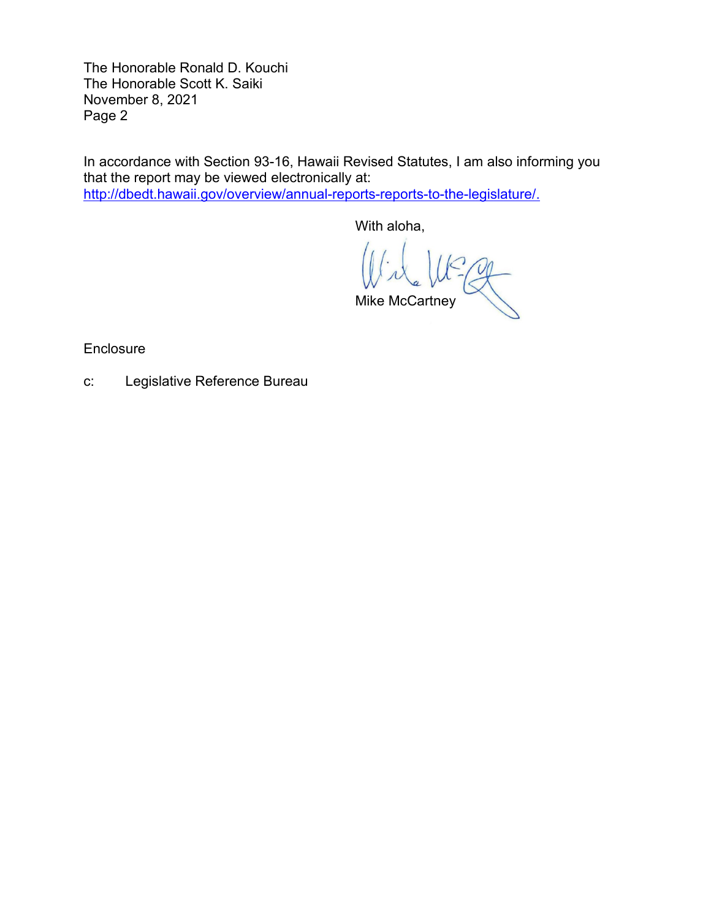The Honorable Ronald D. Kouchi
The Honorable Scott K. Saiki
November 8, 2021

In accordance with Section 93-16, Hawaii Revised Statutes, I am also informing you that the report may be viewed electronically at:
http://dbedt.hawaii.gov/overview/annual-reports-reports-to-the-legislature/.

With aloha,

Mike McCartney

Enclosure

c: Legislative Reference Bureau